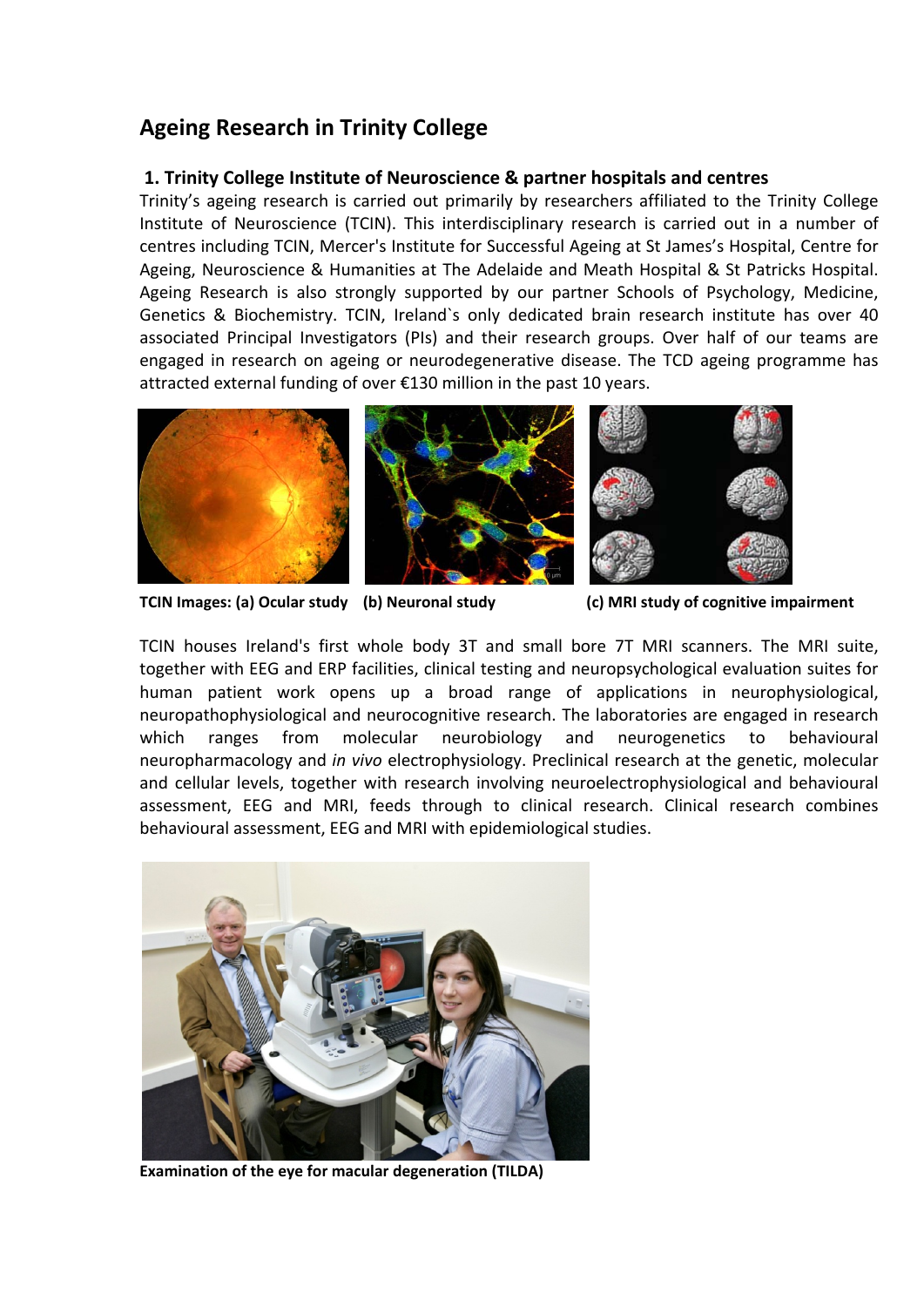# Ageing Research in Trinity College

## 1. Trinity College Institute of Neuroscience & partner hospitals and centres

Trinity's ageing research is carried out primarily by researchers affiliated to the Trinity College Institute of Neuroscience (TCIN). This interdisciplinary research is carried out in a number of centres including TCIN, Mercer's Institute for Successful Ageing at St James's Hospital, Centre for Ageing, Neuroscience & Humanities at The Adelaide and Meath Hospital & St Patricks Hospital. Ageing Research is also strongly supported by our partner Schools of Psychology, Medicine, Genetics & Biochemistry. TCIN, Ireland`s only dedicated brain research institute has over 40 associated Principal Investigators (PIs) and their research groups. Over half of our teams are engaged in research on ageing or neurodegenerative disease. The TCD ageing programme has attracted external funding of over €130 million in the past 10 years.

**TCIN Images: (a) Ocular study (b) Neuronal study (c) MRI study of cognitive impairment**

TCIN houses Ireland's first whole body 3T and small bore 7T MRI scanners. The MRI suite, together with EEG and ERP facilities, clinical testing and neuropsychological evaluation suites for human patient work opens up a broad range of applications in neurophysiological, neuropathophysiological and neurocognitive research. The laboratories are engaged in research which ranges from molecular neurobiology and neurogenetics to behavioural neuropharmacology and *in vivo* electrophysiology. Preclinical research at the genetic, molecular and cellular levels, together with research involving neuroelectrophysiological and behavioural assessment, EEG and MRI, feeds through to clinical research. Clinical research combines behavioural assessment, EEG and MRI with epidemiological studies.

**Examination of the eye for macular degeneration (TILDA)**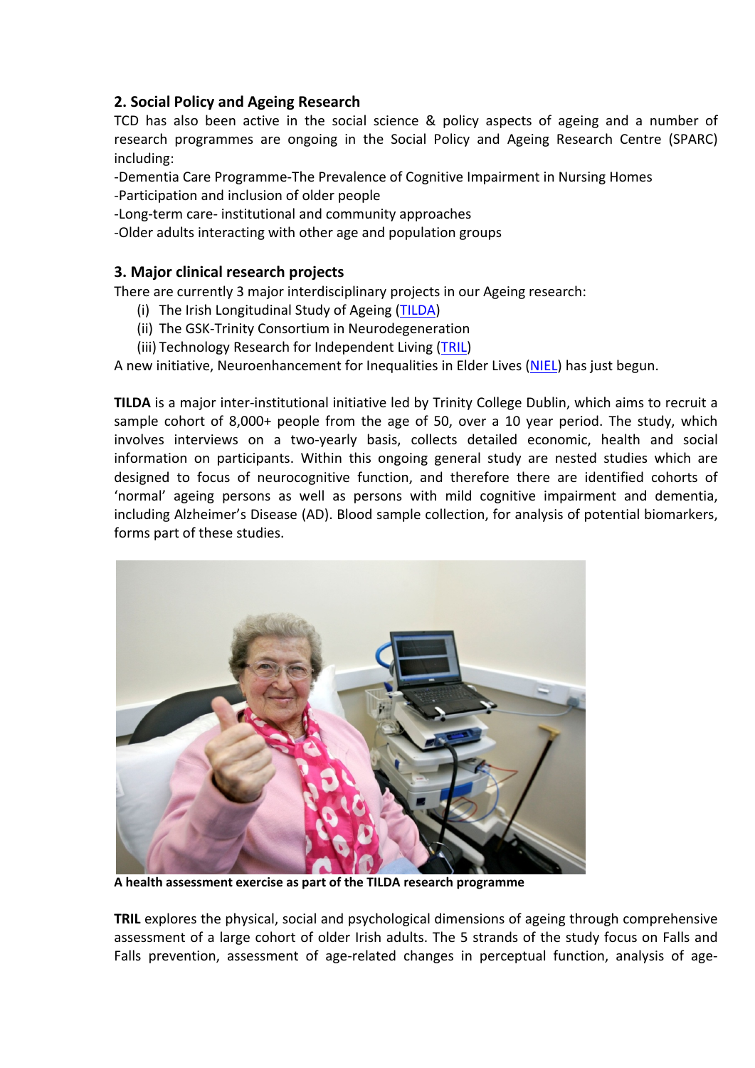## 2. Social Policy and Ageing Research

TCD has also been active in the social science & policy aspects of ageing and a number of research programmes are ongoing in the Social Policy and Ageing Research Centre (SPARC) including:

-Dementia Care Programme-The Prevalence of Cognitive Impairment in Nursing Homes
-Participation and inclusion of older people
-Long-term care- institutional and community approaches
-Older adults interacting with other age and population groups

## 3. Major clinical research projects

There are currently 3 major interdisciplinary projects in our Ageing research:

(i) The Irish Longitudinal Study of Ageing (TILDA)
(ii) The GSK-Trinity Consortium in Neurodegeneration
(iii) Technology Research for Independent Living (TRIL)

A new initiative, Neuroenhancement for Inequalities in Elder Lives (NIEL) has just begun.

**TILDA** is a major inter-institutional initiative led by Trinity College Dublin, which aims to recruit a sample cohort of 8,000+ people from the age of 50, over a 10 year period. The study, which involves interviews on a two-yearly basis, collects detailed economic, health and social information on participants. Within this ongoing general study are nested studies which are designed to focus of neurocognitive function, and therefore there are identified cohorts of 'normal' ageing persons as well as persons with mild cognitive impairment and dementia, including Alzheimer's Disease (AD). Blood sample collection, for analysis of potential biomarkers, forms part of these studies.

**A health assessment exercise as part of the TILDA research programme**

**TRIL** explores the physical, social and psychological dimensions of ageing through comprehensive assessment of a large cohort of older Irish adults. The 5 strands of the study focus on Falls and Falls prevention, assessment of age-related changes in perceptual function, analysis of age-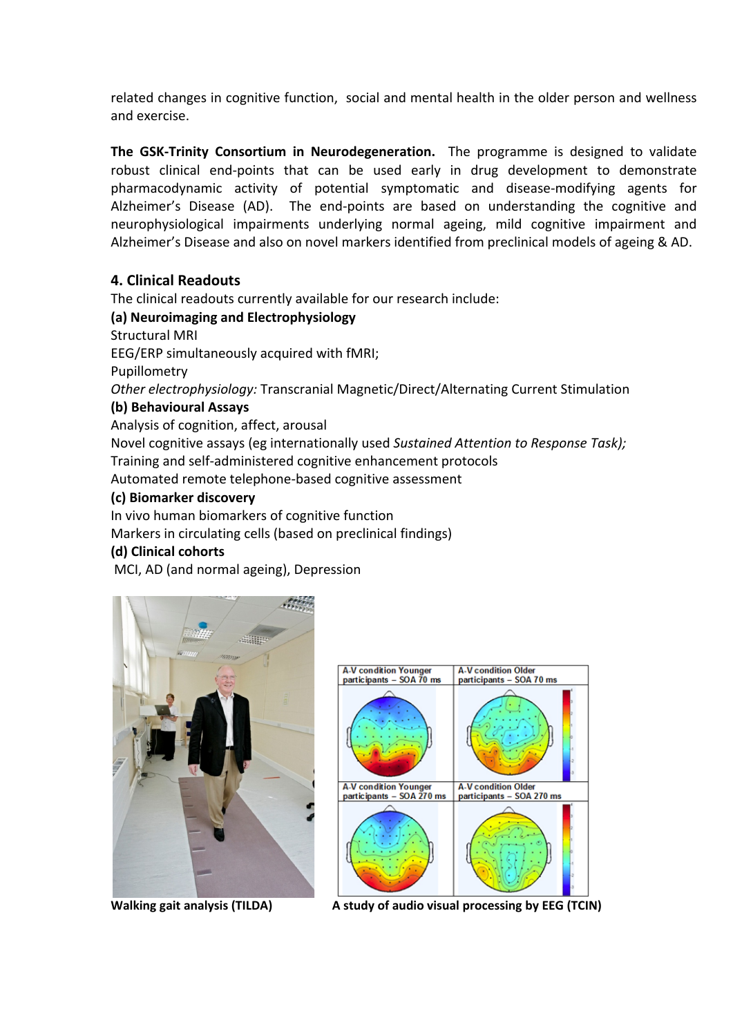related changes in cognitive function, social and mental health in the older person and wellness and exercise.

**The GSK-Trinity Consortium in Neurodegeneration.** The programme is designed to validate robust clinical end-points that can be used early in drug development to demonstrate pharmacodynamic activity of potential symptomatic and disease-modifying agents for Alzheimer's Disease (AD). The end-points are based on understanding the cognitive and neurophysiological impairments underlying normal ageing, mild cognitive impairment and Alzheimer's Disease and also on novel markers identified from preclinical models of ageing & AD.

## 4. Clinical Readouts

The clinical readouts currently available for our research include:

**(a) Neuroimaging and Electrophysiology**

Structural MRI

EEG/ERP simultaneously acquired with fMRI;

Pupillometry

*Other electrophysiology:* Transcranial Magnetic/Direct/Alternating Current Stimulation

**(b) Behavioural Assays**

Analysis of cognition, affect, arousal

Novel cognitive assays (eg internationally used *Sustained Attention to Response Task);*

Training and self-administered cognitive enhancement protocols

Automated remote telephone-based cognitive assessment

**(c) Biomarker discovery**

In vivo human biomarkers of cognitive function

Markers in circulating cells (based on preclinical findings)

**(d) Clinical cohorts**

MCI, AD (and normal ageing), Depression

**Walking gait analysis (TILDA)**

**A study of audio visual processing by EEG (TCIN)**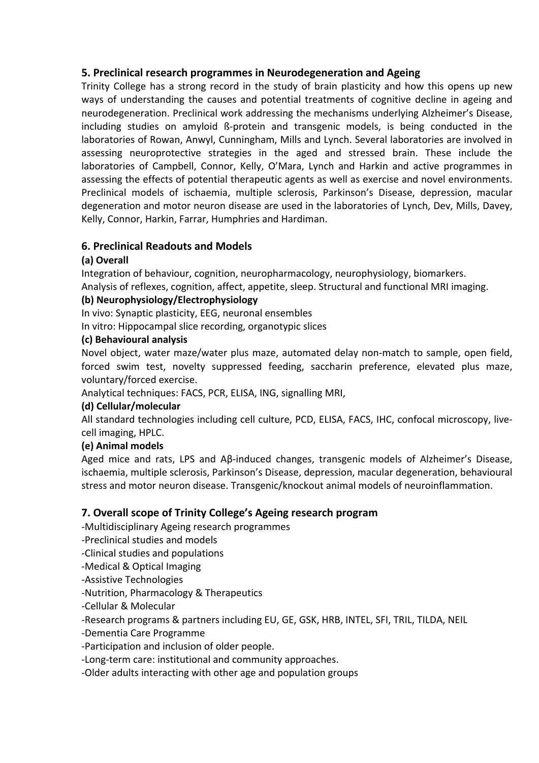## 5. Preclinical research programmes in Neurodegeneration and Ageing

Trinity College has a strong record in the study of brain plasticity and how this opens up new ways of understanding the causes and potential treatments of cognitive decline in ageing and neurodegeneration. Preclinical work addressing the mechanisms underlying Alzheimer's Disease, including studies on amyloid ß-protein and transgenic models, is being conducted in the laboratories of Rowan, Anwyl, Cunningham, Mills and Lynch. Several laboratories are involved in assessing neuroprotective strategies in the aged and stressed brain. These include the laboratories of Campbell, Connor, Kelly, O'Mara, Lynch and Harkin and active programmes in assessing the effects of potential therapeutic agents as well as exercise and novel environments. Preclinical models of ischaemia, multiple sclerosis, Parkinson's Disease, depression, macular degeneration and motor neuron disease are used in the laboratories of Lynch, Dev, Mills, Davey, Kelly, Connor, Harkin, Farrar, Humphries and Hardiman.

## 6. Preclinical Readouts and Models

### (a) Overall

Integration of behaviour, cognition, neuropharmacology, neurophysiology, biomarkers.
Analysis of reflexes, cognition, affect, appetite, sleep. Structural and functional MRI imaging.

### (b) Neurophysiology/Electrophysiology

In vivo: Synaptic plasticity, EEG, neuronal ensembles
In vitro: Hippocampal slice recording, organotypic slices

### (c) Behavioural analysis

Novel object, water maze/water plus maze, automated delay non-match to sample, open field, forced swim test, novelty suppressed feeding, saccharin preference, elevated plus maze, voluntary/forced exercise.
Analytical techniques: FACS, PCR, ELISA, ING, signalling MRI,

### (d) Cellular/molecular

All standard technologies including cell culture, PCD, ELISA, FACS, IHC, confocal microscopy, live-cell imaging, HPLC.

### (e) Animal models

Aged mice and rats, LPS and Aβ-induced changes, transgenic models of Alzheimer's Disease, ischaemia, multiple sclerosis, Parkinson's Disease, depression, macular degeneration, behavioural stress and motor neuron disease. Transgenic/knockout animal models of neuroinflammation.

## 7. Overall scope of Trinity College's Ageing research program

-Multidisciplinary Ageing research programmes
-Preclinical studies and models
-Clinical studies and populations
-Medical & Optical Imaging
-Assistive Technologies
-Nutrition, Pharmacology & Therapeutics
-Cellular & Molecular
-Research programs & partners including EU, GE, GSK, HRB, INTEL, SFI, TRIL, TILDA, NEIL
-Dementia Care Programme
-Participation and inclusion of older people.
-Long-term care: institutional and community approaches.
-Older adults interacting with other age and population groups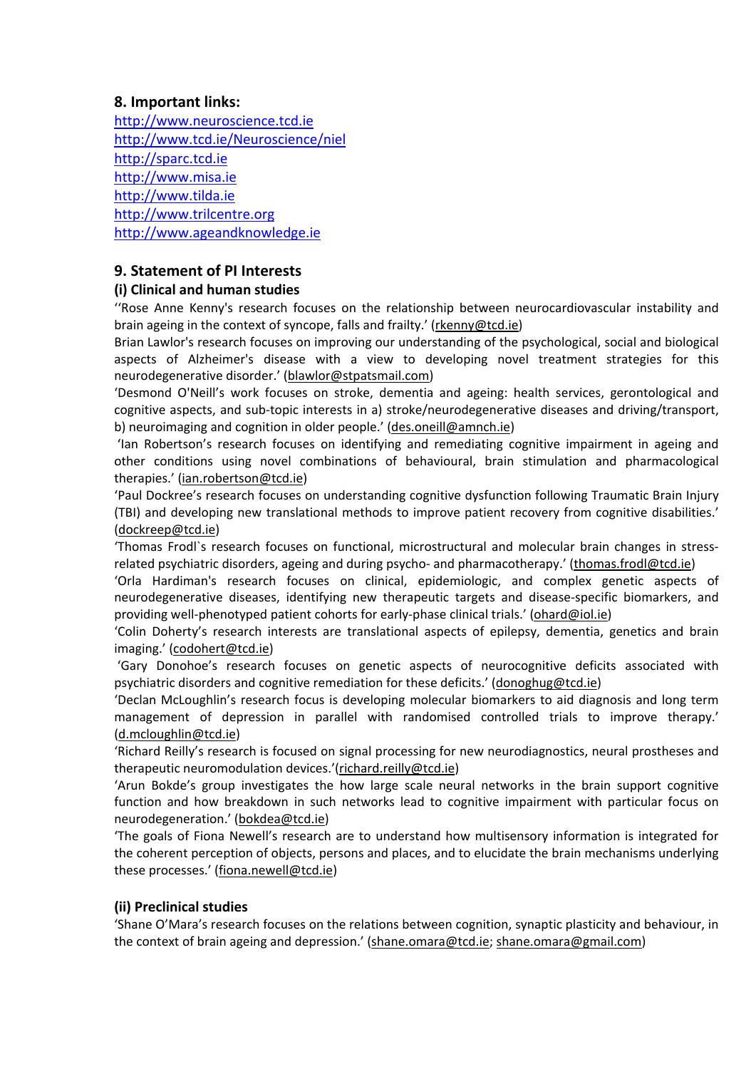## 8. Important links:

http://www.neuroscience.tcd.ie
http://www.tcd.ie/Neuroscience/niel
http://sparc.tcd.ie
http://www.misa.ie
http://www.tilda.ie
http://www.trilcentre.org
http://www.ageandknowledge.ie

## 9. Statement of PI Interests

### (i) Clinical and human studies

''Rose Anne Kenny's research focuses on the relationship between neurocardiovascular instability and brain ageing in the context of syncope, falls and frailty.' (rkenny@tcd.ie)

Brian Lawlor's research focuses on improving our understanding of the psychological, social and biological aspects of Alzheimer's disease with a view to developing novel treatment strategies for this neurodegenerative disorder.' (blawlor@stpatsmail.com)

'Desmond O'Neill's work focuses on stroke, dementia and ageing: health services, gerontological and cognitive aspects, and sub-topic interests in a) stroke/neurodegenerative diseases and driving/transport, b) neuroimaging and cognition in older people.' (des.oneill@amnch.ie)

'Ian Robertson's research focuses on identifying and remediating cognitive impairment in ageing and other conditions using novel combinations of behavioural, brain stimulation and pharmacological therapies.' (ian.robertson@tcd.ie)

'Paul Dockree's research focuses on understanding cognitive dysfunction following Traumatic Brain Injury (TBI) and developing new translational methods to improve patient recovery from cognitive disabilities.' (dockreep@tcd.ie)

'Thomas Frodl`s research focuses on functional, microstructural and molecular brain changes in stress-related psychiatric disorders, ageing and during psycho- and pharmacotherapy.' (thomas.frodl@tcd.ie)

'Orla Hardiman's research focuses on clinical, epidemiologic, and complex genetic aspects of neurodegenerative diseases, identifying new therapeutic targets and disease-specific biomarkers, and providing well-phenotyped patient cohorts for early-phase clinical trials.' (ohard@iol.ie)

'Colin Doherty's research interests are translational aspects of epilepsy, dementia, genetics and brain imaging.' (codohert@tcd.ie)

'Gary Donohoe's research focuses on genetic aspects of neurocognitive deficits associated with psychiatric disorders and cognitive remediation for these deficits.' (donoghug@tcd.ie)

'Declan McLoughlin's research focus is developing molecular biomarkers to aid diagnosis and long term management of depression in parallel with randomised controlled trials to improve therapy.' (d.mcloughlin@tcd.ie)

'Richard Reilly's research is focused on signal processing for new neurodiagnostics, neural prostheses and therapeutic neuromodulation devices.'(richard.reilly@tcd.ie)

'Arun Bokde's group investigates the how large scale neural networks in the brain support cognitive function and how breakdown in such networks lead to cognitive impairment with particular focus on neurodegeneration.' (bokdea@tcd.ie)

'The goals of Fiona Newell's research are to understand how multisensory information is integrated for the coherent perception of objects, persons and places, and to elucidate the brain mechanisms underlying these processes.' (fiona.newell@tcd.ie)

### (ii) Preclinical studies

'Shane O'Mara's research focuses on the relations between cognition, synaptic plasticity and behaviour, in the context of brain ageing and depression.' (shane.omara@tcd.ie; shane.omara@gmail.com)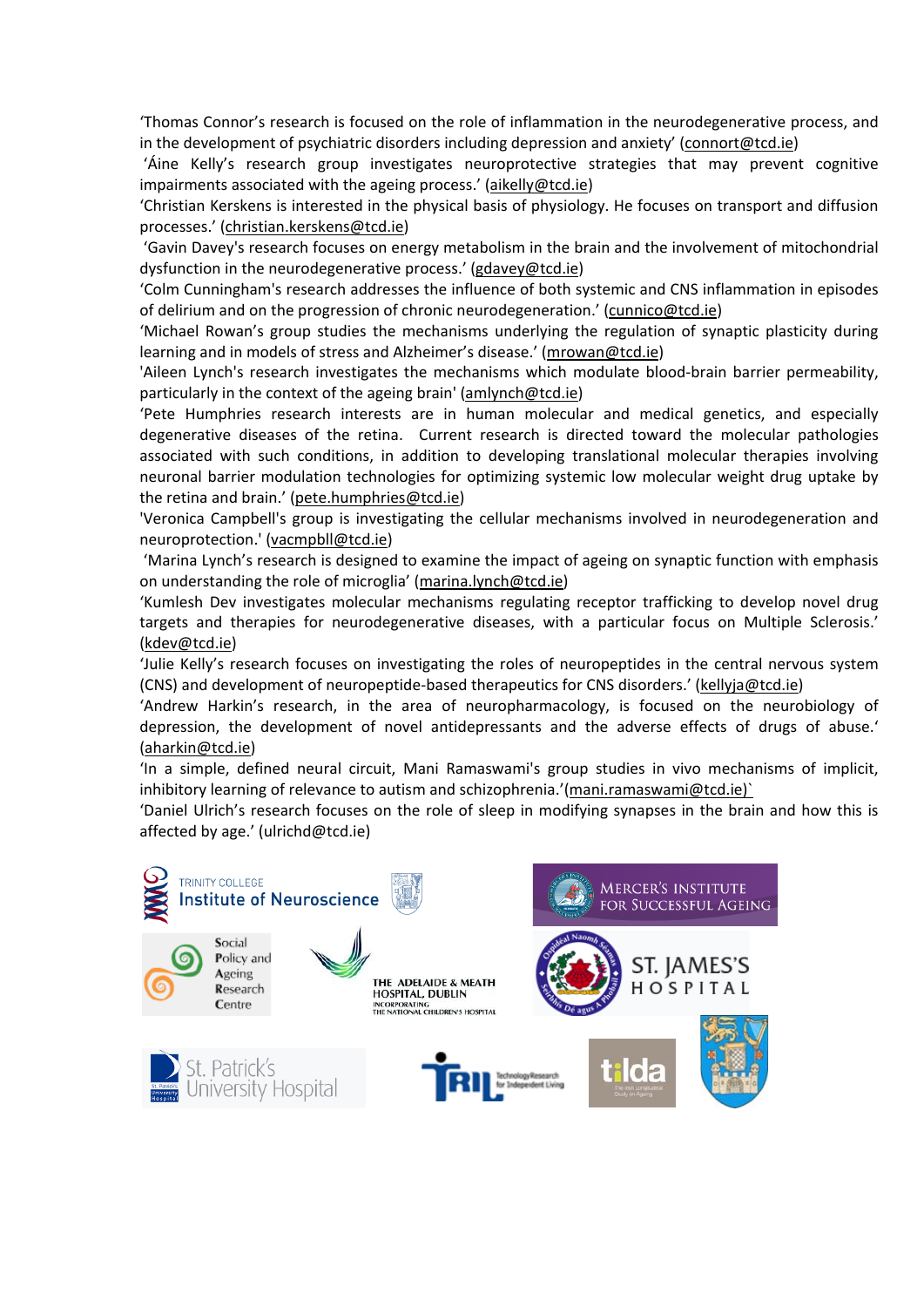'Thomas Connor's research is focused on the role of inflammation in the neurodegenerative process, and in the development of psychiatric disorders including depression and anxiety' (connort@tcd.ie)

'Áine Kelly's research group investigates neuroprotective strategies that may prevent cognitive impairments associated with the ageing process.' (aikelly@tcd.ie)

'Christian Kerskens is interested in the physical basis of physiology. He focuses on transport and diffusion processes.' (christian.kerskens@tcd.ie)

'Gavin Davey's research focuses on energy metabolism in the brain and the involvement of mitochondrial dysfunction in the neurodegenerative process.' (gdavey@tcd.ie)

'Colm Cunningham's research addresses the influence of both systemic and CNS inflammation in episodes of delirium and on the progression of chronic neurodegeneration.' (cunnico@tcd.ie)

'Michael Rowan's group studies the mechanisms underlying the regulation of synaptic plasticity during learning and in models of stress and Alzheimer's disease.' (mrowan@tcd.ie)

'Aileen Lynch's research investigates the mechanisms which modulate blood-brain barrier permeability, particularly in the context of the ageing brain' (amlynch@tcd.ie)

'Pete Humphries research interests are in human molecular and medical genetics, and especially degenerative diseases of the retina. Current research is directed toward the molecular pathologies associated with such conditions, in addition to developing translational molecular therapies involving neuronal barrier modulation technologies for optimizing systemic low molecular weight drug uptake by the retina and brain.' (pete.humphries@tcd.ie)

'Veronica Campbell's group is investigating the cellular mechanisms involved in neurodegeneration and neuroprotection.' (vacmpbll@tcd.ie)

'Marina Lynch's research is designed to examine the impact of ageing on synaptic function with emphasis on understanding the role of microglia' (marina.lynch@tcd.ie)

'Kumlesh Dev investigates molecular mechanisms regulating receptor trafficking to develop novel drug targets and therapies for neurodegenerative diseases, with a particular focus on Multiple Sclerosis.' (kdev@tcd.ie)

'Julie Kelly's research focuses on investigating the roles of neuropeptides in the central nervous system (CNS) and development of neuropeptide-based therapeutics for CNS disorders.' (kellyja@tcd.ie)

'Andrew Harkin's research, in the area of neuropharmacology, is focused on the neurobiology of depression, the development of novel antidepressants and the adverse effects of drugs of abuse.' (aharkin@tcd.ie)

'In a simple, defined neural circuit, Mani Ramaswami's group studies in vivo mechanisms of implicit, inhibitory learning of relevance to autism and schizophrenia.'(mani.ramaswami@tcd.ie)`

'Daniel Ulrich's research focuses on the role of sleep in modifying synapses in the brain and how this is affected by age.' (ulrichd@tcd.ie)

TRINITY COLLEGE Institute of Neuroscience

MERCER'S INSTITUTE FOR SUCCESSFUL AGEING

Social Policy and Ageing Research Centre

THE ADELAIDE & MEATH HOSPITAL, DUBLIN INCORPORATING THE NATIONAL CHILDREN'S HOSPITAL

ST. JAMES'S HOSPITAL

St. Patrick's University Hospital

TRIL Technology Research for Independent Living

tilda The Irish Longitudinal Study on Ageing